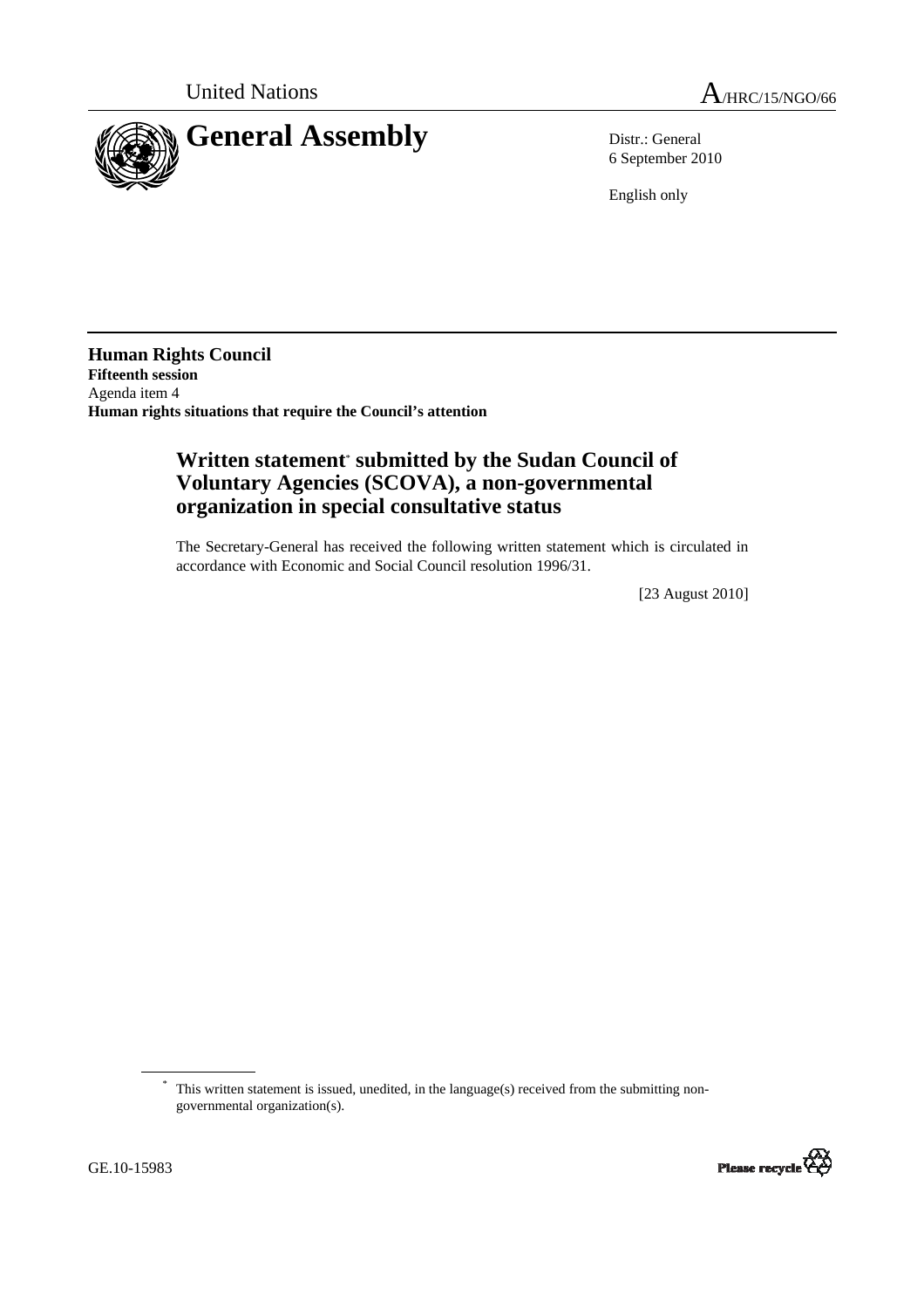United Nations A/HRC/15/NGO/66

# General Assembly

Distr.: General
6 September 2010

English only

**Human Rights Council**
**Fifteenth session**
Agenda item 4
**Human rights situations that require the Council's attention**

## Written statement* submitted by the Sudan Council of Voluntary Agencies (SCOVA), a non-governmental organization in special consultative status

The Secretary-General has received the following written statement which is circulated in accordance with Economic and Social Council resolution 1996/31.

[23 August 2010]

\* This written statement is issued, unedited, in the language(s) received from the submitting non-governmental organization(s).

GE.10-15983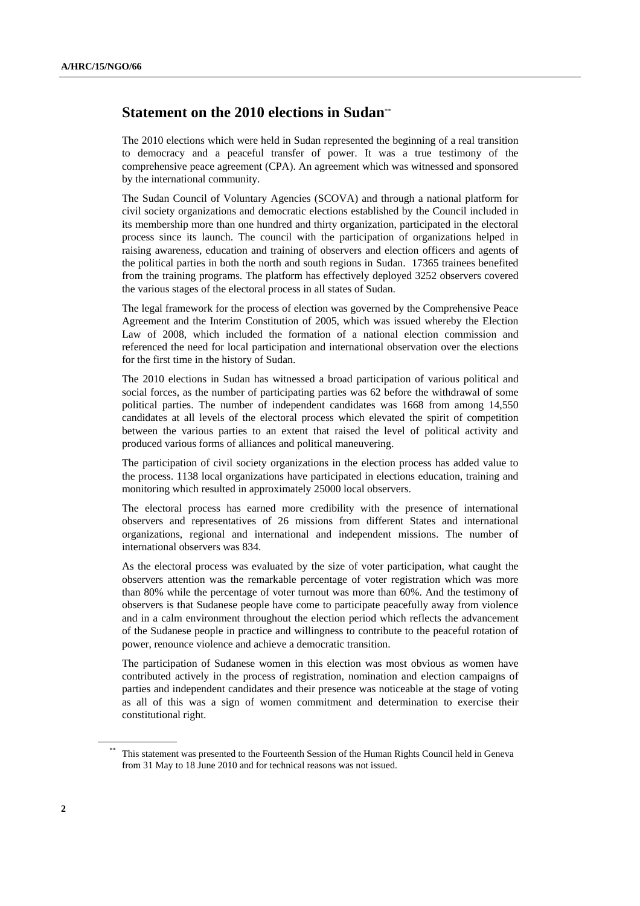## Statement on the 2010 elections in Sudan[**]

The 2010 elections which were held in Sudan represented the beginning of a real transition to democracy and a peaceful transfer of power. It was a true testimony of the comprehensive peace agreement (CPA). An agreement which was witnessed and sponsored by the international community.

The Sudan Council of Voluntary Agencies (SCOVA) and through a national platform for civil society organizations and democratic elections established by the Council included in its membership more than one hundred and thirty organization, participated in the electoral process since its launch. The council with the participation of organizations helped in raising awareness, education and training of observers and election officers and agents of the political parties in both the north and south regions in Sudan. 17365 trainees benefited from the training programs. The platform has effectively deployed 3252 observers covered the various stages of the electoral process in all states of Sudan.

The legal framework for the process of election was governed by the Comprehensive Peace Agreement and the Interim Constitution of 2005, which was issued whereby the Election Law of 2008, which included the formation of a national election commission and referenced the need for local participation and international observation over the elections for the first time in the history of Sudan.

The 2010 elections in Sudan has witnessed a broad participation of various political and social forces, as the number of participating parties was 62 before the withdrawal of some political parties. The number of independent candidates was 1668 from among 14,550 candidates at all levels of the electoral process which elevated the spirit of competition between the various parties to an extent that raised the level of political activity and produced various forms of alliances and political maneuvering.

The participation of civil society organizations in the election process has added value to the process. 1138 local organizations have participated in elections education, training and monitoring which resulted in approximately 25000 local observers.

The electoral process has earned more credibility with the presence of international observers and representatives of 26 missions from different States and international organizations, regional and international and independent missions. The number of international observers was 834.

As the electoral process was evaluated by the size of voter participation, what caught the observers attention was the remarkable percentage of voter registration which was more than 80% while the percentage of voter turnout was more than 60%. And the testimony of observers is that Sudanese people have come to participate peacefully away from violence and in a calm environment throughout the election period which reflects the advancement of the Sudanese people in practice and willingness to contribute to the peaceful rotation of power, renounce violence and achieve a democratic transition.

The participation of Sudanese women in this election was most obvious as women have contributed actively in the process of registration, nomination and election campaigns of parties and independent candidates and their presence was noticeable at the stage of voting as all of this was a sign of women commitment and determination to exercise their constitutional right.

---

[**] This statement was presented to the Fourteenth Session of the Human Rights Council held in Geneva from 31 May to 18 June 2010 and for technical reasons was not issued.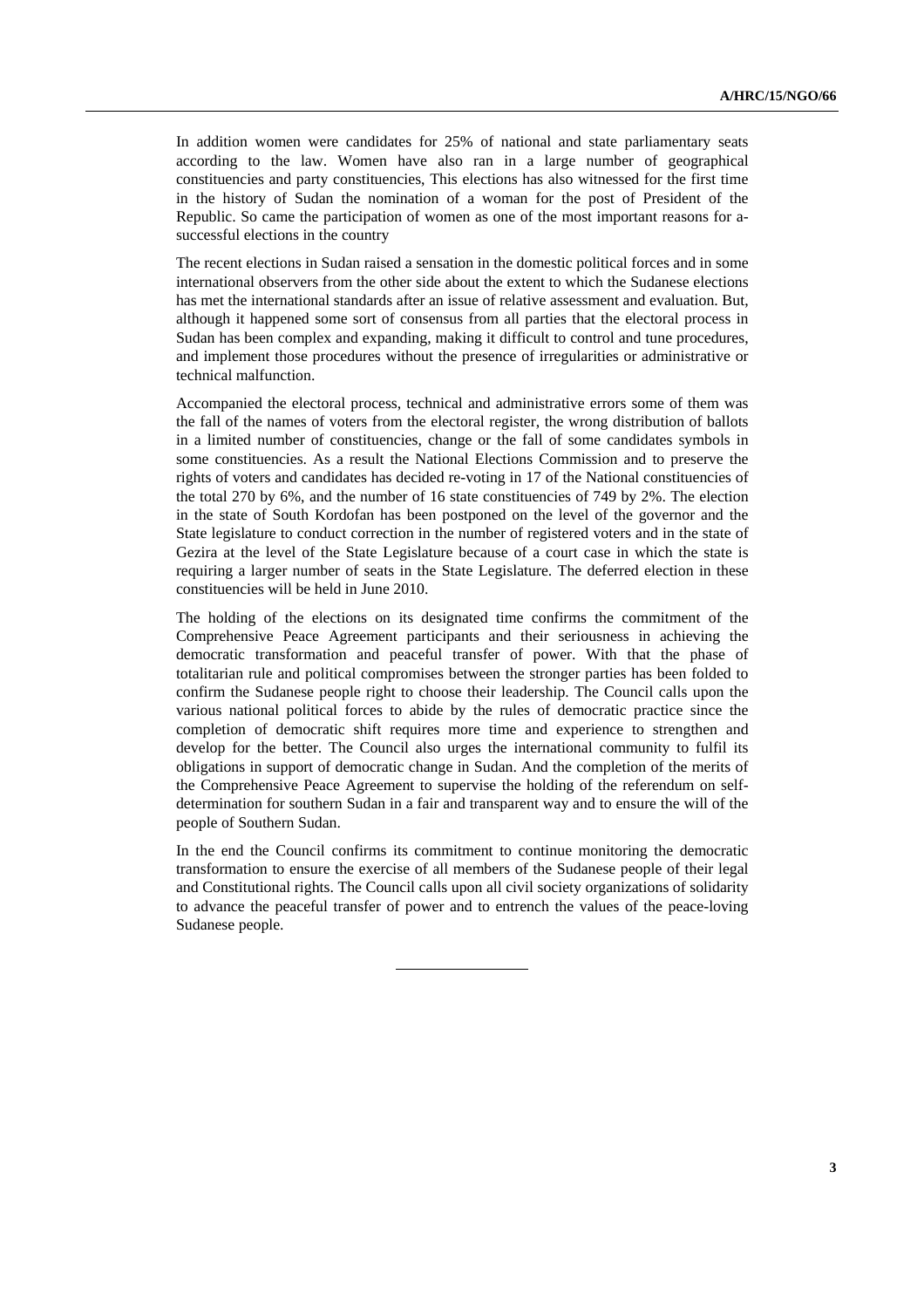In addition women were candidates for 25% of national and state parliamentary seats according to the law. Women have also ran in a large number of geographical constituencies and party constituencies, This elections has also witnessed for the first time in the history of Sudan the nomination of a woman for the post of President of the Republic. So came the participation of women as one of the most important reasons for a-successful elections in the country

The recent elections in Sudan raised a sensation in the domestic political forces and in some international observers from the other side about the extent to which the Sudanese elections has met the international standards after an issue of relative assessment and evaluation. But, although it happened some sort of consensus from all parties that the electoral process in Sudan has been complex and expanding, making it difficult to control and tune procedures, and implement those procedures without the presence of irregularities or administrative or technical malfunction.

Accompanied the electoral process, technical and administrative errors some of them was the fall of the names of voters from the electoral register, the wrong distribution of ballots in a limited number of constituencies, change or the fall of some candidates symbols in some constituencies. As a result the National Elections Commission and to preserve the rights of voters and candidates has decided re-voting in 17 of the National constituencies of the total 270 by 6%, and the number of 16 state constituencies of 749 by 2%. The election in the state of South Kordofan has been postponed on the level of the governor and the State legislature to conduct correction in the number of registered voters and in the state of Gezira at the level of the State Legislature because of a court case in which the state is requiring a larger number of seats in the State Legislature. The deferred election in these constituencies will be held in June 2010.

The holding of the elections on its designated time confirms the commitment of the Comprehensive Peace Agreement participants and their seriousness in achieving the democratic transformation and peaceful transfer of power. With that the phase of totalitarian rule and political compromises between the stronger parties has been folded to confirm the Sudanese people right to choose their leadership. The Council calls upon the various national political forces to abide by the rules of democratic practice since the completion of democratic shift requires more time and experience to strengthen and develop for the better. The Council also urges the international community to fulfil its obligations in support of democratic change in Sudan. And the completion of the merits of the Comprehensive Peace Agreement to supervise the holding of the referendum on self-determination for southern Sudan in a fair and transparent way and to ensure the will of the people of Southern Sudan.

In the end the Council confirms its commitment to continue monitoring the democratic transformation to ensure the exercise of all members of the Sudanese people of their legal and Constitutional rights. The Council calls upon all civil society organizations of solidarity to advance the peaceful transfer of power and to entrench the values of the peace-loving Sudanese people.